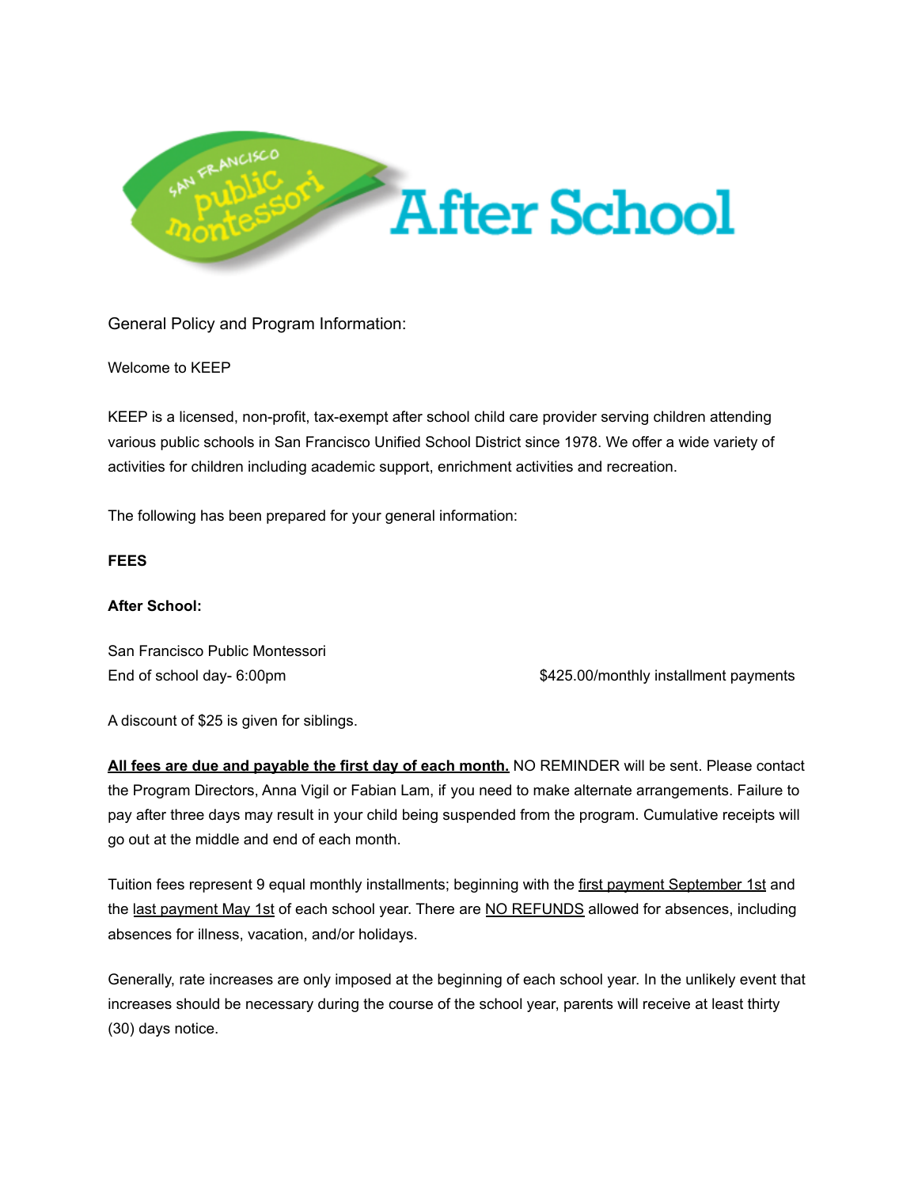San Francisco public montessori After School

General Policy and Program Information:

Welcome to KEEP

KEEP is a licensed, non-profit, tax-exempt after school child care provider serving children attending various public schools in San Francisco Unified School District since 1978. We offer a wide variety of activities for children including academic support, enrichment activities and recreation.

The following has been prepared for your general information:

**FEES**

**After School:**

San Francisco Public Montessori
End of school day- 6:00pm — $425.00/monthly installment payments

A discount of $25 is given for siblings.

**All fees are due and payable the first day of each month.** NO REMINDER will be sent. Please contact the Program Directors, Anna Vigil or Fabian Lam, if you need to make alternate arrangements. Failure to pay after three days may result in your child being suspended from the program. Cumulative receipts will go out at the middle and end of each month.

Tuition fees represent 9 equal monthly installments; beginning with the first payment September 1st and the last payment May 1st of each school year. There are NO REFUNDS allowed for absences, including absences for illness, vacation, and/or holidays.

Generally, rate increases are only imposed at the beginning of each school year. In the unlikely event that increases should be necessary during the course of the school year, parents will receive at least thirty (30) days notice.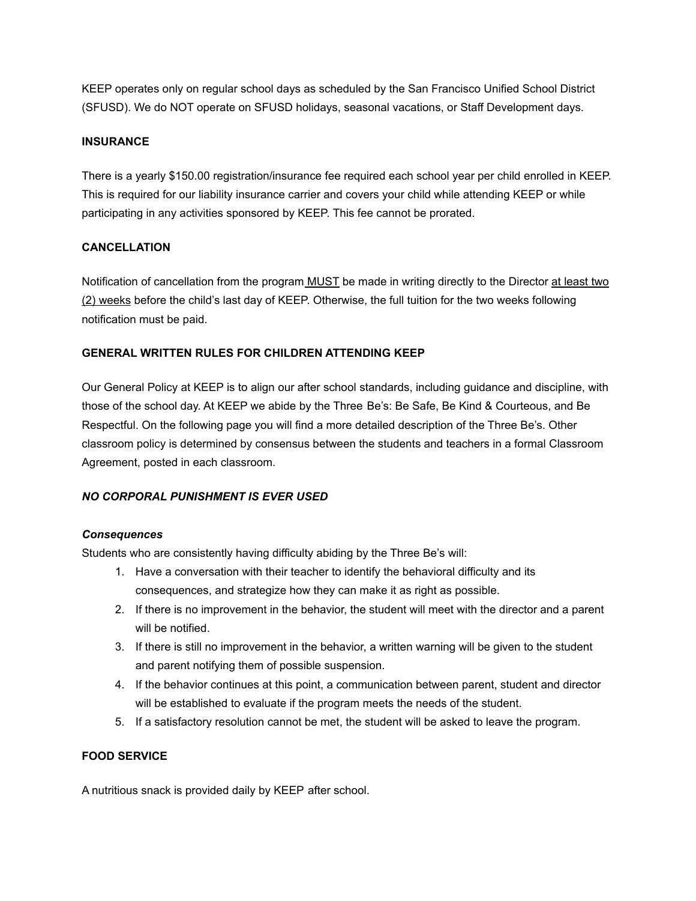KEEP operates only on regular school days as scheduled by the San Francisco Unified School District (SFUSD). We do NOT operate on SFUSD holidays, seasonal vacations, or Staff Development days.

## INSURANCE

There is a yearly $150.00 registration/insurance fee required each school year per child enrolled in KEEP. This is required for our liability insurance carrier and covers your child while attending KEEP or while participating in any activities sponsored by KEEP. This fee cannot be prorated.

## CANCELLATION

Notification of cancellation from the program <u>MUST</u> be made in writing directly to the Director <u>at least two (2) weeks</u> before the child's last day of KEEP. Otherwise, the full tuition for the two weeks following notification must be paid.

## GENERAL WRITTEN RULES FOR CHILDREN ATTENDING KEEP

Our General Policy at KEEP is to align our after school standards, including guidance and discipline, with those of the school day. At KEEP we abide by the Three Be's: Be Safe, Be Kind & Courteous, and Be Respectful. On the following page you will find a more detailed description of the Three Be's. Other classroom policy is determined by consensus between the students and teachers in a formal Classroom Agreement, posted in each classroom.

***NO CORPORAL PUNISHMENT IS EVER USED***

***Consequences***

Students who are consistently having difficulty abiding by the Three Be's will:

1. Have a conversation with their teacher to identify the behavioral difficulty and its consequences, and strategize how they can make it as right as possible.
2. If there is no improvement in the behavior, the student will meet with the director and a parent will be notified.
3. If there is still no improvement in the behavior, a written warning will be given to the student and parent notifying them of possible suspension.
4. If the behavior continues at this point, a communication between parent, student and director will be established to evaluate if the program meets the needs of the student.
5. If a satisfactory resolution cannot be met, the student will be asked to leave the program.

## FOOD SERVICE

A nutritious snack is provided daily by KEEP after school.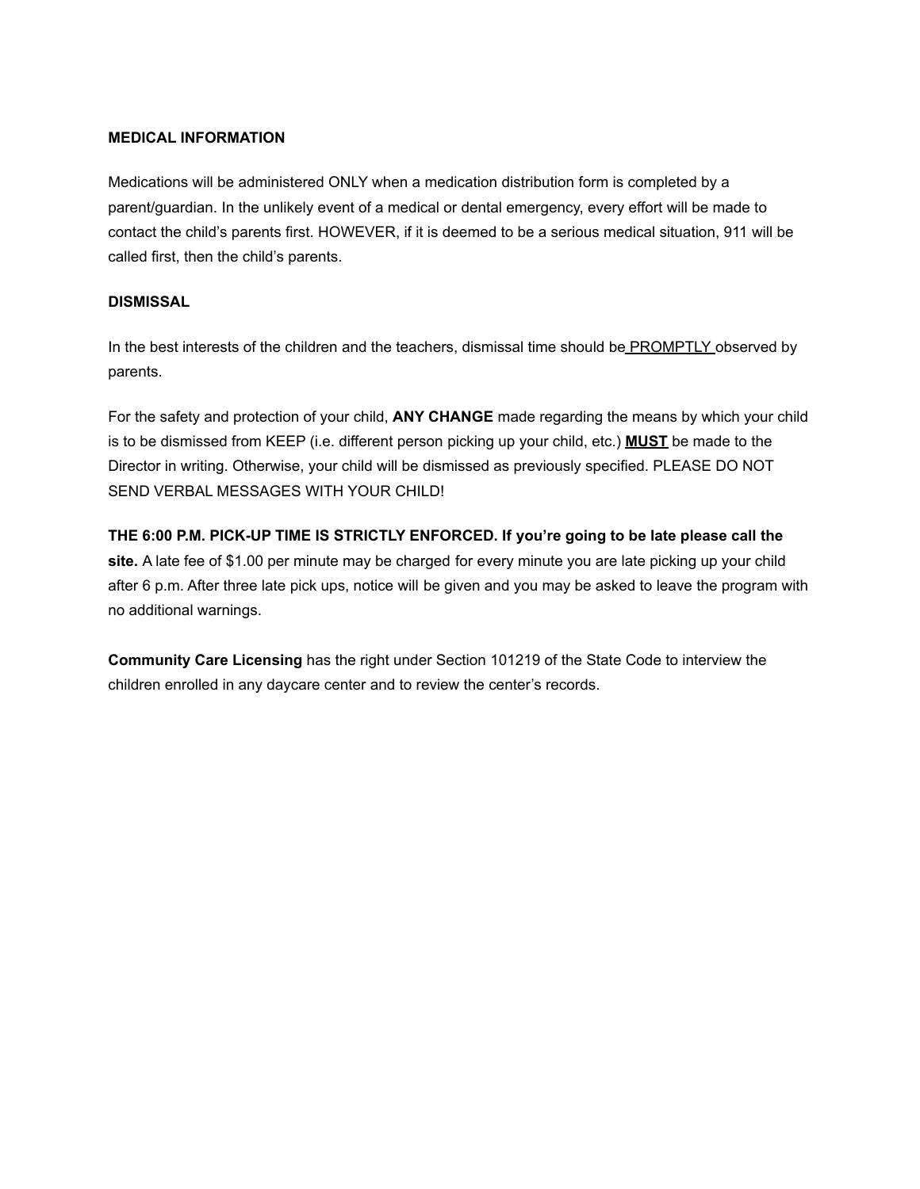**MEDICAL INFORMATION**

Medications will be administered ONLY when a medication distribution form is completed by a parent/guardian. In the unlikely event of a medical or dental emergency, every effort will be made to contact the child's parents first. HOWEVER, if it is deemed to be a serious medical situation, 911 will be called first, then the child's parents.

**DISMISSAL**

In the best interests of the children and the teachers, dismissal time should be PROMPTLY observed by parents.

For the safety and protection of your child, **ANY CHANGE** made regarding the means by which your child is to be dismissed from KEEP (i.e. different person picking up your child, etc.) **MUST** be made to the Director in writing. Otherwise, your child will be dismissed as previously specified. PLEASE DO NOT SEND VERBAL MESSAGES WITH YOUR CHILD!

**THE 6:00 P.M. PICK-UP TIME IS STRICTLY ENFORCED. If you're going to be late please call the site.** A late fee of $1.00 per minute may be charged for every minute you are late picking up your child after 6 p.m. After three late pick ups, notice will be given and you may be asked to leave the program with no additional warnings.

**Community Care Licensing** has the right under Section 101219 of the State Code to interview the children enrolled in any daycare center and to review the center's records.